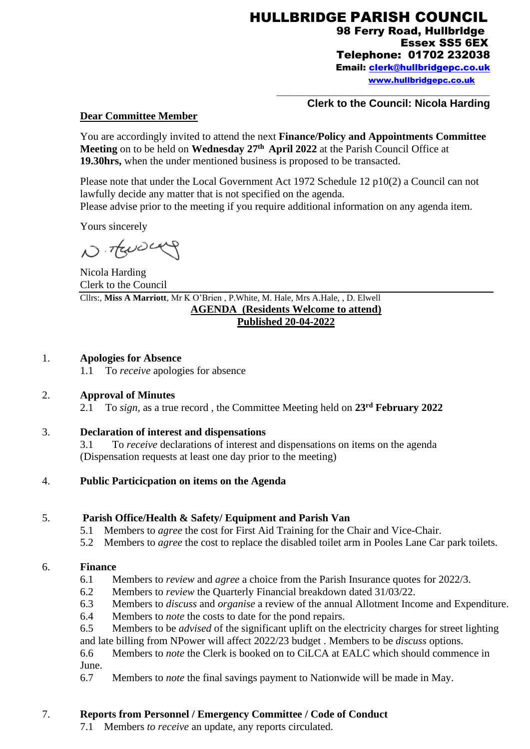# HULLBRIDGE PARISH COUNCIL

**98 Ferry Road, Hullbridge**
**Essex SS5 6EX**
**Telephone: 01702 232038**
**Email: clerk@hullbridgepc.co.uk**
**www.hullbridgepc.co.uk**

**Clerk to the Council: Nicola Harding**

**Dear Committee Member**

You are accordingly invited to attend the next **Finance/Policy and Appointments Committee Meeting** on to be held on **Wednesday 27th April 2022** at the Parish Council Office at **19.30hrs,** when the under mentioned business is proposed to be transacted.

Please note that under the Local Government Act 1972 Schedule 12 p10(2) a Council can not lawfully decide any matter that is not specified on the agenda.
Please advise prior to the meeting if you require additional information on any agenda item.

Yours sincerely

Nicola Harding
Clerk to the Council

Cllrs:, **Miss A Marriott**, Mr K O'Brien , P.White, M. Hale, Mrs A.Hale, , D. Elwell

**AGENDA (Residents Welcome to attend)**
**Published 20-04-2022**

1. **Apologies for Absence**
   1.1 To *receive* apologies for absence

2. **Approval of Minutes**
   2.1 To *sign*, as a true record , the Committee Meeting held on **23rd February 2022**

3. **Declaration of interest and dispensations**
   3.1 To *receive* declarations of interest and dispensations on items on the agenda (Dispensation requests at least one day prior to the meeting)

4. **Public Particicpation on items on the Agenda**

5. **Parish Office/Health & Safety/ Equipment and Parish Van**
   5.1 Members to *agree* the cost for First Aid Training for the Chair and Vice-Chair.
   5.2 Members to *agree* the cost to replace the disabled toilet arm in Pooles Lane Car park toilets.

6. **Finance**
   6.1 Members to *review* and *agree* a choice from the Parish Insurance quotes for 2022/3.
   6.2 Members to *review* the Quarterly Financial breakdown dated 31/03/22.
   6.3 Members to *discuss* and *organise* a review of the annual Allotment Income and Expenditure.
   6.4 Members to *note* the costs to date for the pond repairs.
   6.5 Members to be *advised* of the significant uplift on the electricity charges for street lighting and late billing from NPower will affect 2022/23 budget . Members to be *discuss* options.
   6.6 Members to *note* the Clerk is booked on to CiLCA at EALC which should commence in June.
   6.7 Members to *note* the final savings payment to Nationwide will be made in May.

7. **Reports from Personnel / Emergency Committee / Code of Conduct**
   7.1 Members *to receive* an update, any reports circulated.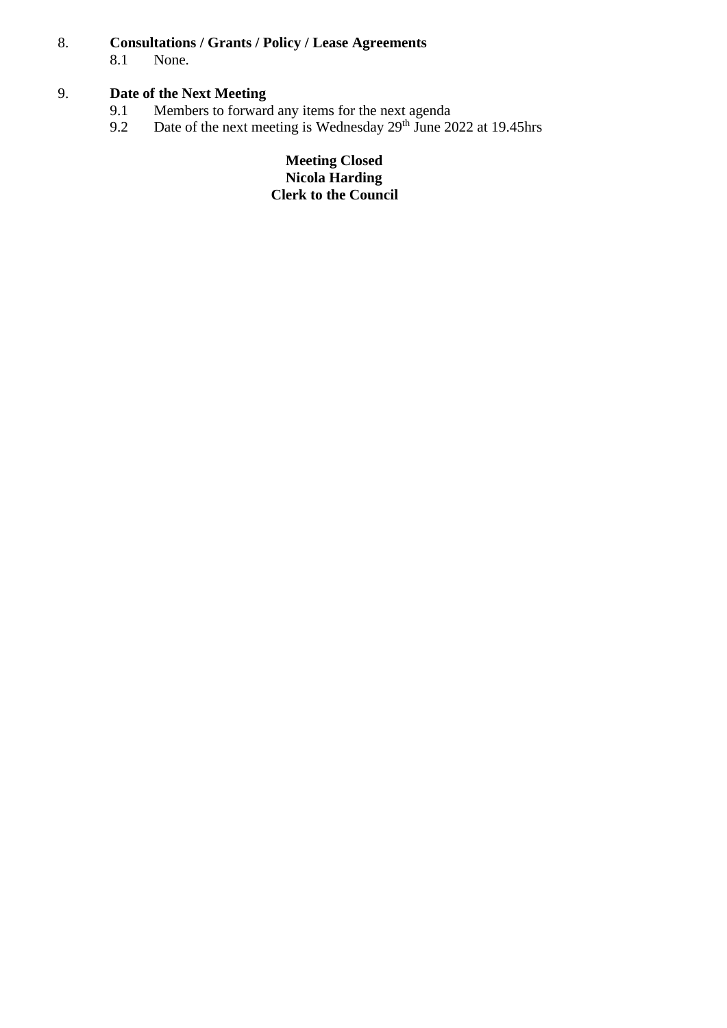8. **Consultations / Grants / Policy / Lease Agreements**
   - 8.1 None.

9. **Date of the Next Meeting**
   - 9.1 Members to forward any items for the next agenda
   - 9.2 Date of the next meeting is Wednesday 29th June 2022 at 19.45hrs

**Meeting Closed**
**Nicola Harding**
**Clerk to the Council**